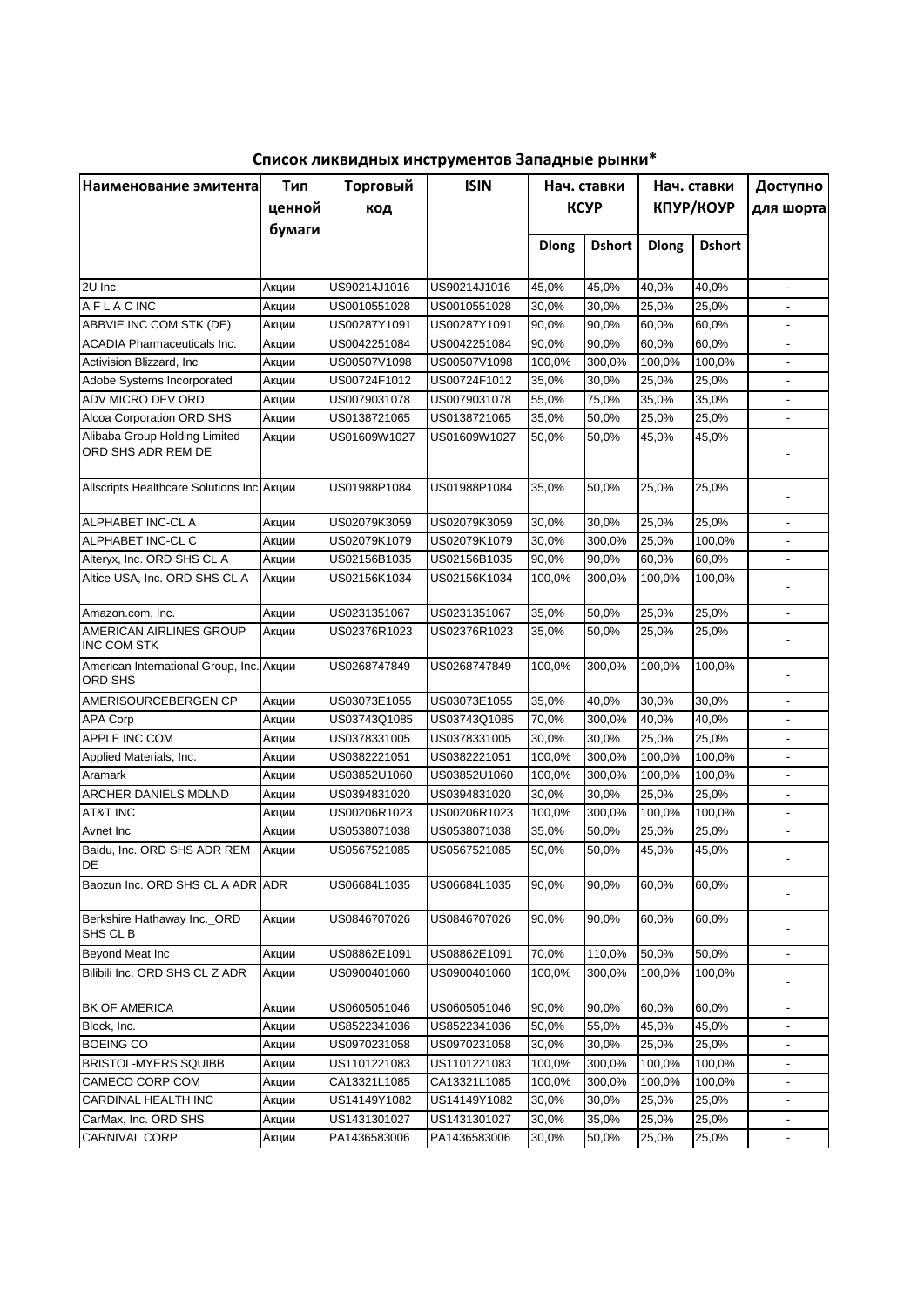## Список ликвидных инструментов Западные рынки*

| Наименование эмитента | Тип ценной бумаги | Торговый код | ISIN | Нач. ставки КСУР | | Нач. ставки КПУР/КОУР | | Доступно для шорта |
|---|---|---|---|---|---|---|---|---|
| | | | | Dlong | Dshort | Dlong | Dshort | |
| 2U Inc | Акции | US90214J1016 | US90214J1016 | 45,0% | 45,0% | 40,0% | 40,0% | - |
| A F L A C INC | Акции | US0010551028 | US0010551028 | 30,0% | 30,0% | 25,0% | 25,0% | - |
| ABBVIE INC COM STK (DE) | Акции | US00287Y1091 | US00287Y1091 | 90,0% | 90,0% | 60,0% | 60,0% | - |
| ACADIA Pharmaceuticals Inc. | Акции | US0042251084 | US0042251084 | 90,0% | 90,0% | 60,0% | 60,0% | - |
| Activision Blizzard, Inc | Акции | US00507V1098 | US00507V1098 | 100,0% | 300,0% | 100,0% | 100,0% | - |
| Adobe Systems Incorporated | Акции | US00724F1012 | US00724F1012 | 35,0% | 30,0% | 25,0% | 25,0% | - |
| ADV MICRO DEV ORD | Акции | US0079031078 | US0079031078 | 55,0% | 75,0% | 35,0% | 35,0% | - |
| Alcoa Corporation ORD SHS | Акции | US0138721065 | US0138721065 | 35,0% | 50,0% | 25,0% | 25,0% | - |
| Alibaba Group Holding Limited ORD SHS ADR REM DE | Акции | US01609W1027 | US01609W1027 | 50,0% | 50,0% | 45,0% | 45,0% | - |
| Allscripts Healthcare Solutions Inc | Акции | US01988P1084 | US01988P1084 | 35,0% | 50,0% | 25,0% | 25,0% | - |
| ALPHABET INC-CL A | Акции | US02079K3059 | US02079K3059 | 30,0% | 30,0% | 25,0% | 25,0% | - |
| ALPHABET INC-CL C | Акции | US02079K1079 | US02079K1079 | 30,0% | 300,0% | 25,0% | 100,0% | - |
| Alteryx, Inc. ORD SHS CL A | Акции | US02156B1035 | US02156B1035 | 90,0% | 90,0% | 60,0% | 60,0% | - |
| Altice USA, Inc. ORD SHS CL A | Акции | US02156K1034 | US02156K1034 | 100,0% | 300,0% | 100,0% | 100,0% | - |
| Amazon.com, Inc. | Акции | US0231351067 | US0231351067 | 35,0% | 50,0% | 25,0% | 25,0% | - |
| AMERICAN AIRLINES GROUP INC COM STK | Акции | US02376R1023 | US02376R1023 | 35,0% | 50,0% | 25,0% | 25,0% | - |
| American International Group, Inc. ORD SHS | Акции | US0268747849 | US0268747849 | 100,0% | 300,0% | 100,0% | 100,0% | - |
| AMERISOURCEBERGEN CP | Акции | US03073E1055 | US03073E1055 | 35,0% | 40,0% | 30,0% | 30,0% | - |
| APA Corp | Акции | US03743Q1085 | US03743Q1085 | 70,0% | 300,0% | 40,0% | 40,0% | - |
| APPLE INC COM | Акции | US0378331005 | US0378331005 | 30,0% | 30,0% | 25,0% | 25,0% | - |
| Applied Materials, Inc. | Акции | US0382221051 | US0382221051 | 100,0% | 300,0% | 100,0% | 100,0% | - |
| Aramark | Акции | US03852U1060 | US03852U1060 | 100,0% | 300,0% | 100,0% | 100,0% | - |
| ARCHER DANIELS MDLND | Акции | US0394831020 | US0394831020 | 30,0% | 30,0% | 25,0% | 25,0% | - |
| AT&T INC | Акции | US00206R1023 | US00206R1023 | 100,0% | 300,0% | 100,0% | 100,0% | - |
| Avnet Inc | Акции | US0538071038 | US0538071038 | 35,0% | 50,0% | 25,0% | 25,0% | - |
| Baidu, Inc. ORD SHS ADR REM DE | Акции | US0567521085 | US0567521085 | 50,0% | 50,0% | 45,0% | 45,0% | - |
| Baozun Inc. ORD SHS CL A ADR | ADR | US06684L1035 | US06684L1035 | 90,0% | 90,0% | 60,0% | 60,0% | - |
| Berkshire Hathaway Inc._ORD SHS CL B | Акции | US0846707026 | US0846707026 | 90,0% | 90,0% | 60,0% | 60,0% | - |
| Beyond Meat Inc | Акции | US08862E1091 | US08862E1091 | 70,0% | 110,0% | 50,0% | 50,0% | - |
| Bilibili Inc. ORD SHS CL Z ADR | Акции | US0900401060 | US0900401060 | 100,0% | 300,0% | 100,0% | 100,0% | - |
| BK OF AMERICA | Акции | US0605051046 | US0605051046 | 90,0% | 90,0% | 60,0% | 60,0% | - |
| Block, Inc. | Акции | US8522341036 | US8522341036 | 50,0% | 55,0% | 45,0% | 45,0% | - |
| BOEING CO | Акции | US0970231058 | US0970231058 | 30,0% | 30,0% | 25,0% | 25,0% | - |
| BRISTOL-MYERS SQUIBB | Акции | US1101221083 | US1101221083 | 100,0% | 300,0% | 100,0% | 100,0% | - |
| CAMECO CORP COM | Акции | CA13321L1085 | CA13321L1085 | 100,0% | 300,0% | 100,0% | 100,0% | - |
| CARDINAL HEALTH INC | Акции | US14149Y1082 | US14149Y1082 | 30,0% | 30,0% | 25,0% | 25,0% | - |
| CarMax, Inc. ORD SHS | Акции | US1431301027 | US1431301027 | 30,0% | 35,0% | 25,0% | 25,0% | - |
| CARNIVAL CORP | Акции | PA1436583006 | PA1436583006 | 30,0% | 50,0% | 25,0% | 25,0% | - |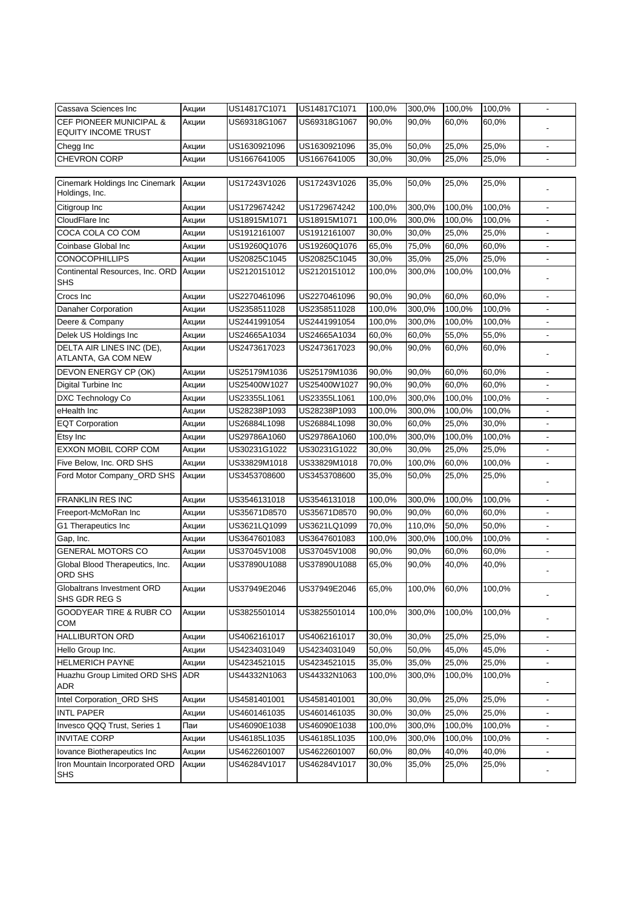| | | | | | | | | |
|---|---|---|---|---|---|---|---|---|
| Cassava Sciences Inc | Акции | US14817C1071 | US14817C1071 | 100,0% | 300,0% | 100,0% | 100,0% | - |
| CEF PIONEER MUNICIPAL & EQUITY INCOME TRUST | Акции | US69318G1067 | US69318G1067 | 90,0% | 90,0% | 60,0% | 60,0% | - |
| Chegg Inc | Акции | US1630921096 | US1630921096 | 35,0% | 50,0% | 25,0% | 25,0% | - |
| CHEVRON CORP | Акции | US1667641005 | US1667641005 | 30,0% | 30,0% | 25,0% | 25,0% | - |
| Cinemark Holdings Inc Cinemark Holdings, Inc. | Акции | US17243V1026 | US17243V1026 | 35,0% | 50,0% | 25,0% | 25,0% | - |
| Citigroup Inc | Акции | US1729674242 | US1729674242 | 100,0% | 300,0% | 100,0% | 100,0% | - |
| CloudFlare Inc | Акции | US18915M1071 | US18915M1071 | 100,0% | 300,0% | 100,0% | 100,0% | - |
| COCA COLA CO COM | Акции | US1912161007 | US1912161007 | 30,0% | 30,0% | 25,0% | 25,0% | - |
| Coinbase Global Inc | Акции | US19260Q1076 | US19260Q1076 | 65,0% | 75,0% | 60,0% | 60,0% | - |
| CONOCOPHILLIPS | Акции | US20825C1045 | US20825C1045 | 30,0% | 35,0% | 25,0% | 25,0% | - |
| Continental Resources, Inc. ORD SHS | Акции | US2120151012 | US2120151012 | 100,0% | 300,0% | 100,0% | 100,0% | - |
| Crocs Inc | Акции | US2270461096 | US2270461096 | 90,0% | 90,0% | 60,0% | 60,0% | - |
| Danaher Corporation | Акции | US2358511028 | US2358511028 | 100,0% | 300,0% | 100,0% | 100,0% | - |
| Deere & Company | Акции | US2441991054 | US2441991054 | 100,0% | 300,0% | 100,0% | 100,0% | - |
| Delek US Holdings Inc | Акции | US24665A1034 | US24665A1034 | 60,0% | 60,0% | 55,0% | 55,0% | - |
| DELTA AIR LINES INC (DE), ATLANTA, GA COM NEW | Акции | US2473617023 | US2473617023 | 90,0% | 90,0% | 60,0% | 60,0% | - |
| DEVON ENERGY CP (OK) | Акции | US25179M1036 | US25179M1036 | 90,0% | 90,0% | 60,0% | 60,0% | - |
| Digital Turbine Inc | Акции | US25400W1027 | US25400W1027 | 90,0% | 90,0% | 60,0% | 60,0% | - |
| DXC Technology Co | Акции | US23355L1061 | US23355L1061 | 100,0% | 300,0% | 100,0% | 100,0% | - |
| eHealth Inc | Акции | US28238P1093 | US28238P1093 | 100,0% | 300,0% | 100,0% | 100,0% | - |
| EQT Corporation | Акции | US26884L1098 | US26884L1098 | 30,0% | 60,0% | 25,0% | 30,0% | - |
| Etsy Inc | Акции | US29786A1060 | US29786A1060 | 100,0% | 300,0% | 100,0% | 100,0% | - |
| EXXON MOBIL CORP COM | Акции | US30231G1022 | US30231G1022 | 30,0% | 30,0% | 25,0% | 25,0% | - |
| Five Below, Inc. ORD SHS | Акции | US33829M1018 | US33829M1018 | 70,0% | 100,0% | 60,0% | 100,0% | - |
| Ford Motor Company_ORD SHS | Акции | US3453708600 | US3453708600 | 35,0% | 50,0% | 25,0% | 25,0% | - |
| FRANKLIN RES INC | Акции | US3546131018 | US3546131018 | 100,0% | 300,0% | 100,0% | 100,0% | - |
| Freeport-McMoRan Inc | Акции | US35671D8570 | US35671D8570 | 90,0% | 90,0% | 60,0% | 60,0% | - |
| G1 Therapeutics Inc | Акции | US3621LQ1099 | US3621LQ1099 | 70,0% | 110,0% | 50,0% | 50,0% | - |
| Gap, Inc. | Акции | US3647601083 | US3647601083 | 100,0% | 300,0% | 100,0% | 100,0% | - |
| GENERAL MOTORS CO | Акции | US37045V1008 | US37045V1008 | 90,0% | 90,0% | 60,0% | 60,0% | - |
| Global Blood Therapeutics, Inc. ORD SHS | Акции | US37890U1088 | US37890U1088 | 65,0% | 90,0% | 40,0% | 40,0% | - |
| Globaltrans Investment ORD SHS GDR REG S | Акции | US37949E2046 | US37949E2046 | 65,0% | 100,0% | 60,0% | 100,0% | - |
| GOODYEAR TIRE & RUBR CO COM | Акции | US3825501014 | US3825501014 | 100,0% | 300,0% | 100,0% | 100,0% | - |
| HALLIBURTON ORD | Акции | US4062161017 | US4062161017 | 30,0% | 30,0% | 25,0% | 25,0% | - |
| Hello Group Inc. | Акции | US4234031049 | US4234031049 | 50,0% | 50,0% | 45,0% | 45,0% | - |
| HELMERICH PAYNE | Акции | US4234521015 | US4234521015 | 35,0% | 35,0% | 25,0% | 25,0% | - |
| Huazhu Group Limited ORD SHS ADR | ADR | US44332N1063 | US44332N1063 | 100,0% | 300,0% | 100,0% | 100,0% | - |
| Intel Corporation_ORD SHS | Акции | US4581401001 | US4581401001 | 30,0% | 30,0% | 25,0% | 25,0% | - |
| INTL PAPER | Акции | US4601461035 | US4601461035 | 30,0% | 30,0% | 25,0% | 25,0% | - |
| Invesco QQQ Trust, Series 1 | Паи | US46090E1038 | US46090E1038 | 100,0% | 300,0% | 100,0% | 100,0% | - |
| INVITAE CORP | Акции | US46185L1035 | US46185L1035 | 100,0% | 300,0% | 100,0% | 100,0% | - |
| Iovance Biotherapeutics Inc | Акции | US4622601007 | US4622601007 | 60,0% | 80,0% | 40,0% | 40,0% | - |
| Iron Mountain Incorporated ORD SHS | Акции | US46284V1017 | US46284V1017 | 30,0% | 35,0% | 25,0% | 25,0% | - |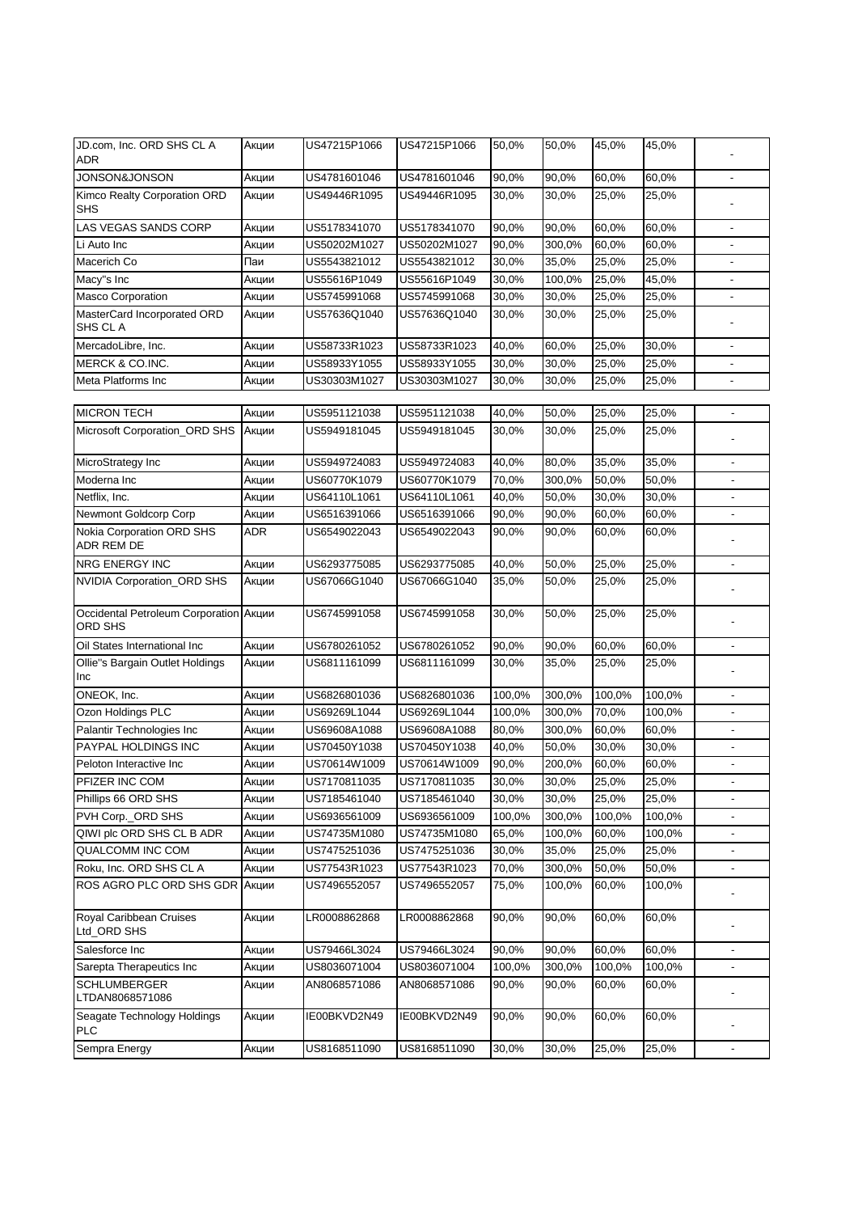| | | | | | | | | |
|---|---|---|---|---|---|---|---|---|
| JD.com, Inc. ORD SHS CL A ADR | Акции | US47215P1066 | US47215P1066 | 50,0% | 50,0% | 45,0% | 45,0% | - |
| JONSON&JONSON | Акции | US4781601046 | US4781601046 | 90,0% | 90,0% | 60,0% | 60,0% | - |
| Kimco Realty Corporation ORD SHS | Акции | US49446R1095 | US49446R1095 | 30,0% | 30,0% | 25,0% | 25,0% | - |
| LAS VEGAS SANDS CORP | Акции | US5178341070 | US5178341070 | 90,0% | 90,0% | 60,0% | 60,0% | - |
| Li Auto Inc | Акции | US50202M1027 | US50202M1027 | 90,0% | 300,0% | 60,0% | 60,0% | - |
| Macerich Co | Паи | US5543821012 | US5543821012 | 30,0% | 35,0% | 25,0% | 25,0% | - |
| Macy"s Inc | Акции | US55616P1049 | US55616P1049 | 30,0% | 100,0% | 25,0% | 45,0% | - |
| Masco Corporation | Акции | US5745991068 | US5745991068 | 30,0% | 30,0% | 25,0% | 25,0% | - |
| MasterCard Incorporated ORD SHS CL A | Акции | US57636Q1040 | US57636Q1040 | 30,0% | 30,0% | 25,0% | 25,0% | - |
| MercadoLibre, Inc. | Акции | US58733R1023 | US58733R1023 | 40,0% | 60,0% | 25,0% | 30,0% | - |
| MERCK & CO.INC. | Акции | US58933Y1055 | US58933Y1055 | 30,0% | 30,0% | 25,0% | 25,0% | - |
| Meta Platforms Inc | Акции | US30303M1027 | US30303M1027 | 30,0% | 30,0% | 25,0% | 25,0% | - |
| MICRON TECH | Акции | US5951121038 | US5951121038 | 40,0% | 50,0% | 25,0% | 25,0% | - |
| Microsoft Corporation_ORD SHS | Акции | US5949181045 | US5949181045 | 30,0% | 30,0% | 25,0% | 25,0% | - |
| MicroStrategy Inc | Акции | US5949724083 | US5949724083 | 40,0% | 80,0% | 35,0% | 35,0% | - |
| Moderna Inc | Акции | US60770K1079 | US60770K1079 | 70,0% | 300,0% | 50,0% | 50,0% | - |
| Netflix, Inc. | Акции | US64110L1061 | US64110L1061 | 40,0% | 50,0% | 30,0% | 30,0% | - |
| Newmont Goldcorp Corp | Акции | US6516391066 | US6516391066 | 90,0% | 90,0% | 60,0% | 60,0% | - |
| Nokia Corporation ORD SHS ADR REM DE | ADR | US6549022043 | US6549022043 | 90,0% | 90,0% | 60,0% | 60,0% | - |
| NRG ENERGY INC | Акции | US6293775085 | US6293775085 | 40,0% | 50,0% | 25,0% | 25,0% | - |
| NVIDIA Corporation_ORD SHS | Акции | US67066G1040 | US67066G1040 | 35,0% | 50,0% | 25,0% | 25,0% | - |
| Occidental Petroleum Corporation ORD SHS | Акции | US6745991058 | US6745991058 | 30,0% | 50,0% | 25,0% | 25,0% | - |
| Oil States International Inc | Акции | US6780261052 | US6780261052 | 90,0% | 90,0% | 60,0% | 60,0% | - |
| Ollie"s Bargain Outlet Holdings Inc | Акции | US6811161099 | US6811161099 | 30,0% | 35,0% | 25,0% | 25,0% | - |
| ONEOK, Inc. | Акции | US6826801036 | US6826801036 | 100,0% | 300,0% | 100,0% | 100,0% | - |
| Ozon Holdings PLC | Акции | US69269L1044 | US69269L1044 | 100,0% | 300,0% | 70,0% | 100,0% | - |
| Palantir Technologies Inc | Акции | US69608A1088 | US69608A1088 | 80,0% | 300,0% | 60,0% | 60,0% | - |
| PAYPAL HOLDINGS INC | Акции | US70450Y1038 | US70450Y1038 | 40,0% | 50,0% | 30,0% | 30,0% | - |
| Peloton Interactive Inc | Акции | US70614W1009 | US70614W1009 | 90,0% | 200,0% | 60,0% | 60,0% | - |
| PFIZER INC COM | Акции | US7170811035 | US7170811035 | 30,0% | 30,0% | 25,0% | 25,0% | - |
| Phillips 66 ORD SHS | Акции | US7185461040 | US7185461040 | 30,0% | 30,0% | 25,0% | 25,0% | - |
| PVH Corp._ORD SHS | Акции | US6936561009 | US6936561009 | 100,0% | 300,0% | 100,0% | 100,0% | - |
| QIWI plc ORD SHS CL B ADR | Акции | US74735M1080 | US74735M1080 | 65,0% | 100,0% | 60,0% | 100,0% | - |
| QUALCOMM INC COM | Акции | US7475251036 | US7475251036 | 30,0% | 35,0% | 25,0% | 25,0% | - |
| Roku, Inc. ORD SHS CL A | Акции | US77543R1023 | US77543R1023 | 70,0% | 300,0% | 50,0% | 50,0% | - |
| ROS AGRO PLC ORD SHS GDR | Акции | US7496552057 | US7496552057 | 75,0% | 100,0% | 60,0% | 100,0% | - |
| Royal Caribbean Cruises Ltd_ORD SHS | Акции | LR0008862868 | LR0008862868 | 90,0% | 90,0% | 60,0% | 60,0% | - |
| Salesforce Inc | Акции | US79466L3024 | US79466L3024 | 90,0% | 90,0% | 60,0% | 60,0% | - |
| Sarepta Therapeutics Inc | Акции | US8036071004 | US8036071004 | 100,0% | 300,0% | 100,0% | 100,0% | - |
| SCHLUMBERGER LTDAN8068571086 | Акции | AN8068571086 | AN8068571086 | 90,0% | 90,0% | 60,0% | 60,0% | - |
| Seagate Technology Holdings PLC | Акции | IE00BKVD2N49 | IE00BKVD2N49 | 90,0% | 90,0% | 60,0% | 60,0% | - |
| Sempra Energy | Акции | US8168511090 | US8168511090 | 30,0% | 30,0% | 25,0% | 25,0% | - |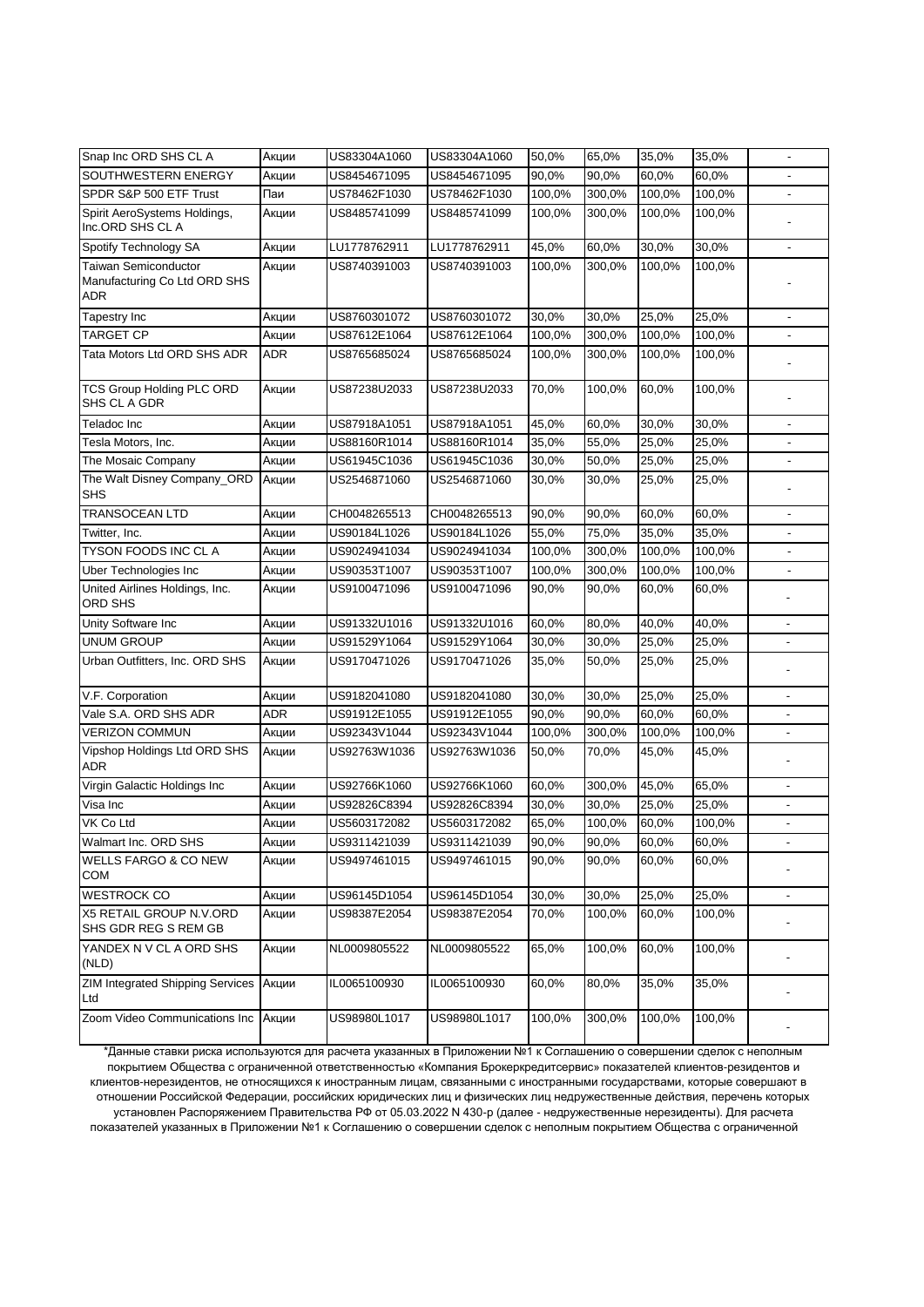| | | | | | | | | |
|---|---|---|---|---|---|---|---|---|
| Snap Inc ORD SHS CL A | Акции | US83304A1060 | US83304A1060 | 50,0% | 65,0% | 35,0% | 35,0% | - |
| SOUTHWESTERN ENERGY | Акции | US8454671095 | US8454671095 | 90,0% | 90,0% | 60,0% | 60,0% | - |
| SPDR S&P 500 ETF Trust | Паи | US78462F1030 | US78462F1030 | 100,0% | 300,0% | 100,0% | 100,0% | - |
| Spirit AeroSystems Holdings, Inc.ORD SHS CL A | Акции | US8485741099 | US8485741099 | 100,0% | 300,0% | 100,0% | 100,0% | - |
| Spotify Technology SA | Акции | LU1778762911 | LU1778762911 | 45,0% | 60,0% | 30,0% | 30,0% | - |
| Taiwan Semiconductor Manufacturing Co Ltd ORD SHS ADR | Акции | US8740391003 | US8740391003 | 100,0% | 300,0% | 100,0% | 100,0% | - |
| Tapestry Inc | Акции | US8760301072 | US8760301072 | 30,0% | 30,0% | 25,0% | 25,0% | - |
| TARGET CP | Акции | US87612E1064 | US87612E1064 | 100,0% | 300,0% | 100,0% | 100,0% | - |
| Tata Motors Ltd ORD SHS ADR | ADR | US8765685024 | US8765685024 | 100,0% | 300,0% | 100,0% | 100,0% | - |
| TCS Group Holding PLC ORD SHS CL A GDR | Акции | US87238U2033 | US87238U2033 | 70,0% | 100,0% | 60,0% | 100,0% | - |
| Teladoc Inc | Акции | US87918A1051 | US87918A1051 | 45,0% | 60,0% | 30,0% | 30,0% | - |
| Tesla Motors, Inc. | Акции | US88160R1014 | US88160R1014 | 35,0% | 55,0% | 25,0% | 25,0% | - |
| The Mosaic Company | Акции | US61945C1036 | US61945C1036 | 30,0% | 50,0% | 25,0% | 25,0% | - |
| The Walt Disney Company_ORD SHS | Акции | US2546871060 | US2546871060 | 30,0% | 30,0% | 25,0% | 25,0% | - |
| TRANSOCEAN LTD | Акции | CH0048265513 | CH0048265513 | 90,0% | 90,0% | 60,0% | 60,0% | - |
| Twitter, Inc. | Акции | US90184L1026 | US90184L1026 | 55,0% | 75,0% | 35,0% | 35,0% | - |
| TYSON FOODS INC CL A | Акции | US9024941034 | US9024941034 | 100,0% | 300,0% | 100,0% | 100,0% | - |
| Uber Technologies Inc | Акции | US90353T1007 | US90353T1007 | 100,0% | 300,0% | 100,0% | 100,0% | - |
| United Airlines Holdings, Inc. ORD SHS | Акции | US9100471096 | US9100471096 | 90,0% | 90,0% | 60,0% | 60,0% | - |
| Unity Software Inc | Акции | US91332U1016 | US91332U1016 | 60,0% | 80,0% | 40,0% | 40,0% | - |
| UNUM GROUP | Акции | US91529Y1064 | US91529Y1064 | 30,0% | 30,0% | 25,0% | 25,0% | - |
| Urban Outfitters, Inc. ORD SHS | Акции | US9170471026 | US9170471026 | 35,0% | 50,0% | 25,0% | 25,0% | - |
| V.F. Corporation | Акции | US9182041080 | US9182041080 | 30,0% | 30,0% | 25,0% | 25,0% | - |
| Vale S.A. ORD SHS ADR | ADR | US91912E1055 | US91912E1055 | 90,0% | 90,0% | 60,0% | 60,0% | - |
| VERIZON COMMUN | Акции | US92343V1044 | US92343V1044 | 100,0% | 300,0% | 100,0% | 100,0% | - |
| Vipshop Holdings Ltd ORD SHS ADR | Акции | US92763W1036 | US92763W1036 | 50,0% | 70,0% | 45,0% | 45,0% | - |
| Virgin Galactic Holdings Inc | Акции | US92766K1060 | US92766K1060 | 60,0% | 300,0% | 45,0% | 65,0% | - |
| Visa Inc | Акции | US92826C8394 | US92826C8394 | 30,0% | 30,0% | 25,0% | 25,0% | - |
| VK Co Ltd | Акции | US5603172082 | US5603172082 | 65,0% | 100,0% | 60,0% | 100,0% | - |
| Walmart Inc. ORD SHS | Акции | US9311421039 | US9311421039 | 90,0% | 90,0% | 60,0% | 60,0% | - |
| WELLS FARGO & CO NEW COM | Акции | US9497461015 | US9497461015 | 90,0% | 90,0% | 60,0% | 60,0% | - |
| WESTROCK CO | Акции | US96145D1054 | US96145D1054 | 30,0% | 30,0% | 25,0% | 25,0% | - |
| X5 RETAIL GROUP N.V.ORD SHS GDR REG S REM GB | Акции | US98387E2054 | US98387E2054 | 70,0% | 100,0% | 60,0% | 100,0% | - |
| YANDEX N V CL A ORD SHS (NLD) | Акции | NL0009805522 | NL0009805522 | 65,0% | 100,0% | 60,0% | 100,0% | - |
| ZIM Integrated Shipping Services Ltd | Акции | IL0065100930 | IL0065100930 | 60,0% | 80,0% | 35,0% | 35,0% | - |
| Zoom Video Communications Inc | Акции | US98980L1017 | US98980L1017 | 100,0% | 300,0% | 100,0% | 100,0% | - |

*Данные ставки риска используются для расчета указанных в Приложении №1 к Соглашению о совершении сделок с неполным покрытием Общества с ограниченной ответственностью «Компания Брокеркредитсервис» показателей клиентов-резидентов и клиентов-нерезидентов, не относящихся к иностранным лицам, связанными с иностранными государствами, которые совершают в отношении Российской Федерации, российских юридических лиц и физических лиц недружественные действия, перечень которых установлен Распоряжением Правительства РФ от 05.03.2022 N 430-р (далее - недружественные нерезиденты). Для расчета показателей указанных в Приложении №1 к Соглашению о совершении сделок с неполным покрытием Общества с ограниченной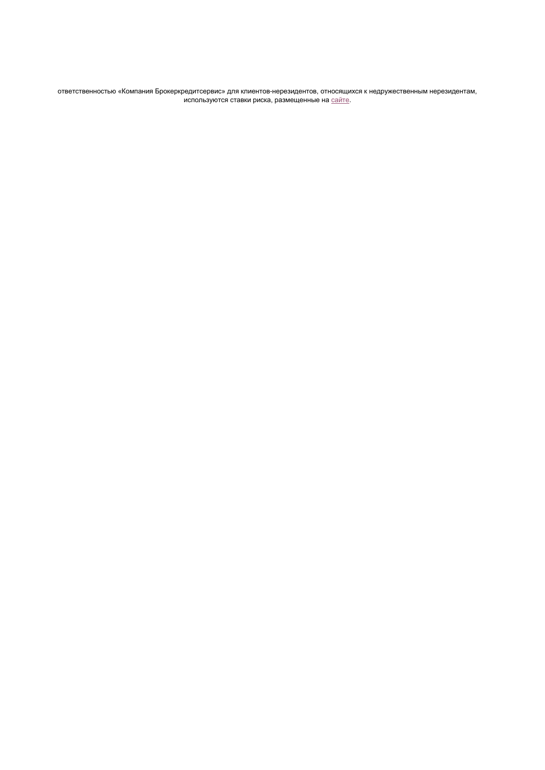ответственностью «Компания Брокеркредитсервис» для клиентов-нерезидентов, относящихся к недружественным нерезидентам, используются ставки риска, размещенные на сайте.